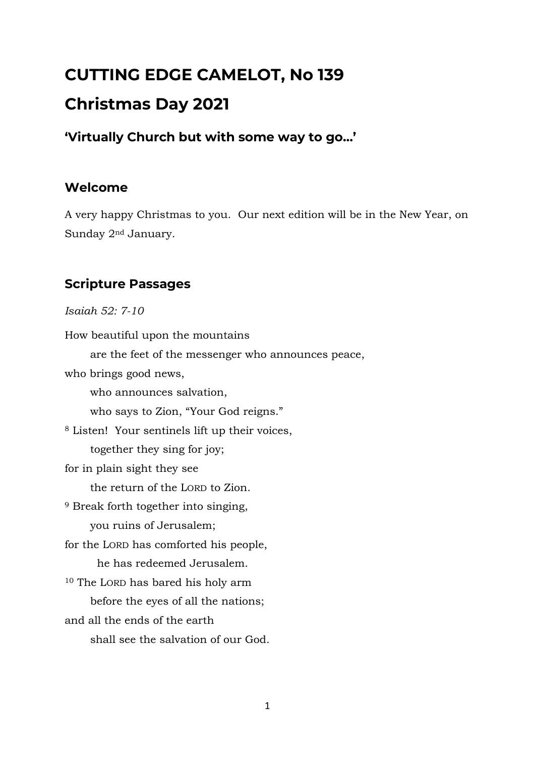# CUTTING EDGE CAMELOT, No 139

# Christmas Day 2021

### 'Virtually Church but with some way to go…'

## Welcome

A very happy Christmas to you. Our next edition will be in the New Year, on Sunday 2nd January.

## Scripture Passages

*Isaiah 52: 7-10*

How beautiful upon the mountains
    are the feet of the messenger who announces peace,
who brings good news,
    who announces salvation,
    who says to Zion, "Your God reigns."
8 Listen! Your sentinels lift up their voices,
    together they sing for joy;
for in plain sight they see
    the return of the LORD to Zion.
9 Break forth together into singing,
    you ruins of Jerusalem;
for the LORD has comforted his people,
    he has redeemed Jerusalem.
10 The LORD has bared his holy arm
    before the eyes of all the nations;
and all the ends of the earth
    shall see the salvation of our God.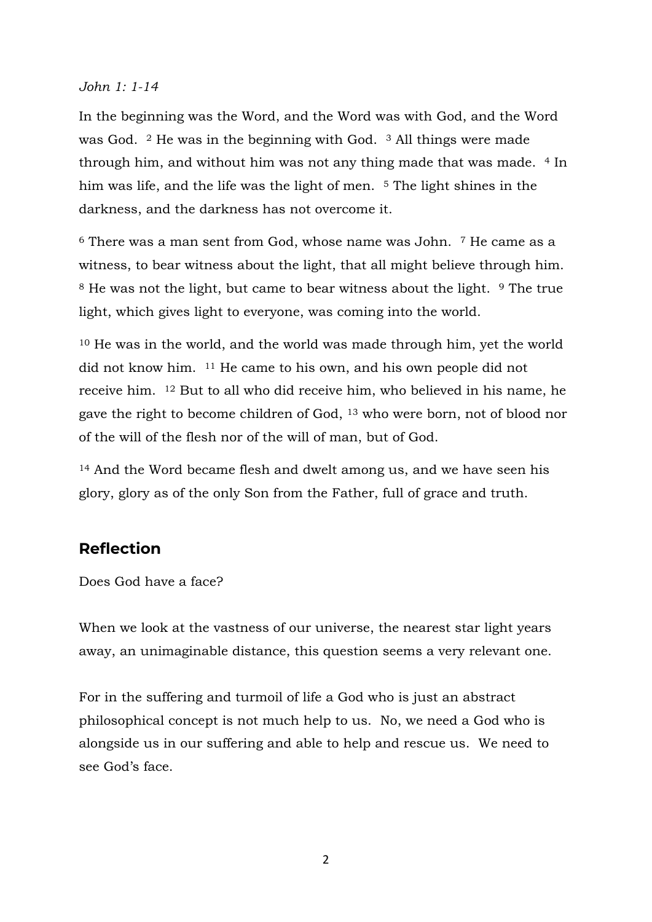*John 1: 1-14*

In the beginning was the Word, and the Word was with God, and the Word was God. [2] He was in the beginning with God. [3] All things were made through him, and without him was not any thing made that was made. [4] In him was life, and the life was the light of men. [5] The light shines in the darkness, and the darkness has not overcome it.

[6] There was a man sent from God, whose name was John. [7] He came as a witness, to bear witness about the light, that all might believe through him. [8] He was not the light, but came to bear witness about the light. [9] The true light, which gives light to everyone, was coming into the world.

[10] He was in the world, and the world was made through him, yet the world did not know him. [11] He came to his own, and his own people did not receive him. [12] But to all who did receive him, who believed in his name, he gave the right to become children of God, [13] who were born, not of blood nor of the will of the flesh nor of the will of man, but of God.

[14] And the Word became flesh and dwelt among us, and we have seen his glory, glory as of the only Son from the Father, full of grace and truth.

## Reflection

Does God have a face?

When we look at the vastness of our universe, the nearest star light years away, an unimaginable distance, this question seems a very relevant one.

For in the suffering and turmoil of life a God who is just an abstract philosophical concept is not much help to us. No, we need a God who is alongside us in our suffering and able to help and rescue us. We need to see God's face.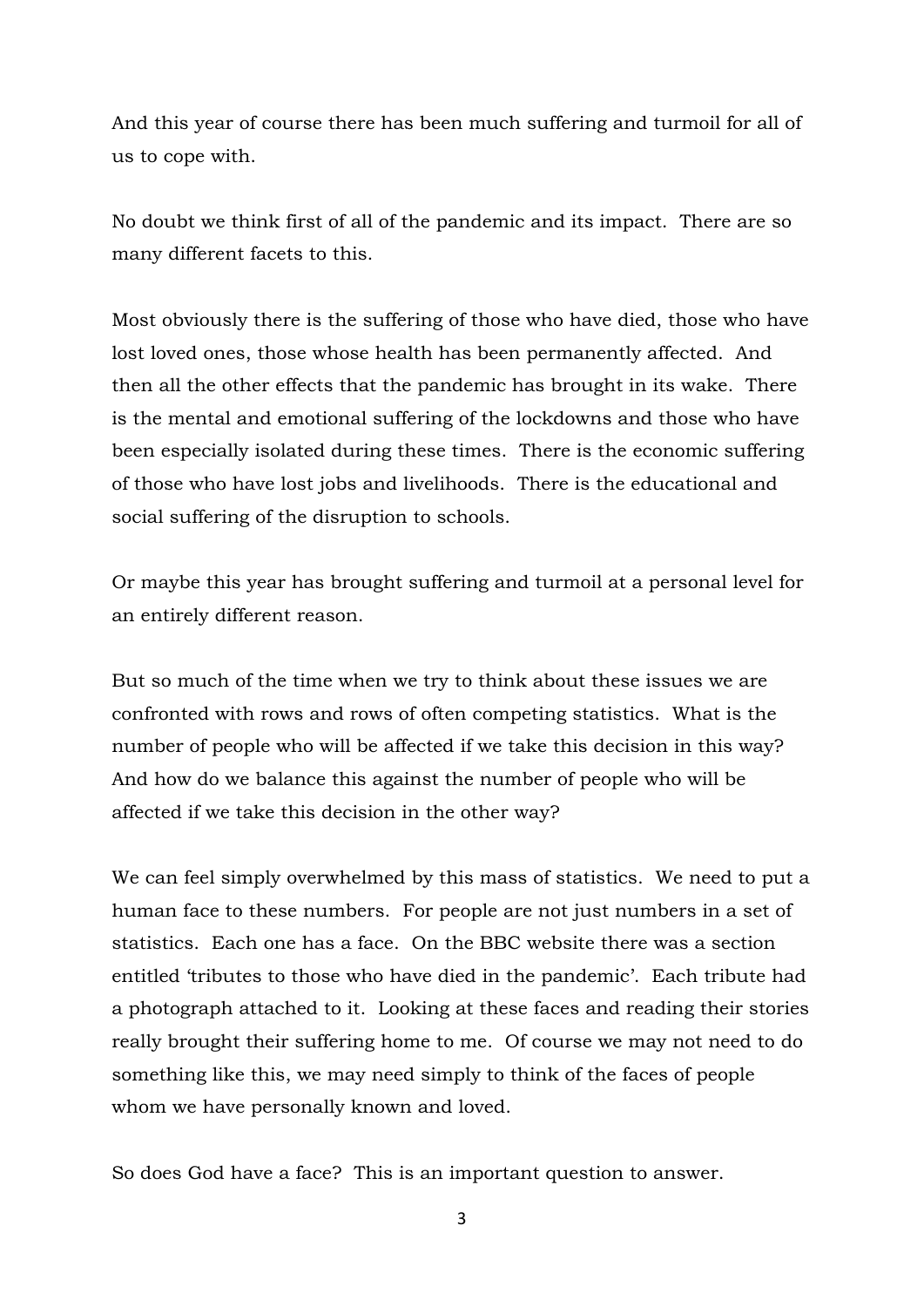And this year of course there has been much suffering and turmoil for all of us to cope with.

No doubt we think first of all of the pandemic and its impact. There are so many different facets to this.

Most obviously there is the suffering of those who have died, those who have lost loved ones, those whose health has been permanently affected. And then all the other effects that the pandemic has brought in its wake. There is the mental and emotional suffering of the lockdowns and those who have been especially isolated during these times. There is the economic suffering of those who have lost jobs and livelihoods. There is the educational and social suffering of the disruption to schools.

Or maybe this year has brought suffering and turmoil at a personal level for an entirely different reason.

But so much of the time when we try to think about these issues we are confronted with rows and rows of often competing statistics. What is the number of people who will be affected if we take this decision in this way? And how do we balance this against the number of people who will be affected if we take this decision in the other way?

We can feel simply overwhelmed by this mass of statistics. We need to put a human face to these numbers. For people are not just numbers in a set of statistics. Each one has a face. On the BBC website there was a section entitled 'tributes to those who have died in the pandemic'. Each tribute had a photograph attached to it. Looking at these faces and reading their stories really brought their suffering home to me. Of course we may not need to do something like this, we may need simply to think of the faces of people whom we have personally known and loved.

So does God have a face? This is an important question to answer.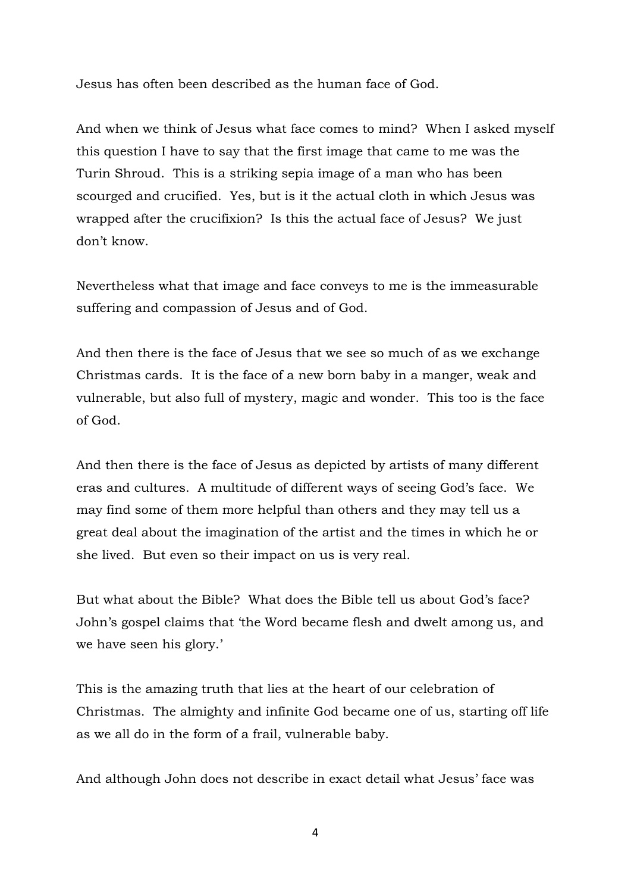Jesus has often been described as the human face of God.

And when we think of Jesus what face comes to mind? When I asked myself this question I have to say that the first image that came to me was the Turin Shroud. This is a striking sepia image of a man who has been scourged and crucified. Yes, but is it the actual cloth in which Jesus was wrapped after the crucifixion? Is this the actual face of Jesus? We just don't know.

Nevertheless what that image and face conveys to me is the immeasurable suffering and compassion of Jesus and of God.

And then there is the face of Jesus that we see so much of as we exchange Christmas cards. It is the face of a new born baby in a manger, weak and vulnerable, but also full of mystery, magic and wonder. This too is the face of God.

And then there is the face of Jesus as depicted by artists of many different eras and cultures. A multitude of different ways of seeing God's face. We may find some of them more helpful than others and they may tell us a great deal about the imagination of the artist and the times in which he or she lived. But even so their impact on us is very real.

But what about the Bible? What does the Bible tell us about God's face? John's gospel claims that 'the Word became flesh and dwelt among us, and we have seen his glory.'

This is the amazing truth that lies at the heart of our celebration of Christmas. The almighty and infinite God became one of us, starting off life as we all do in the form of a frail, vulnerable baby.

And although John does not describe in exact detail what Jesus' face was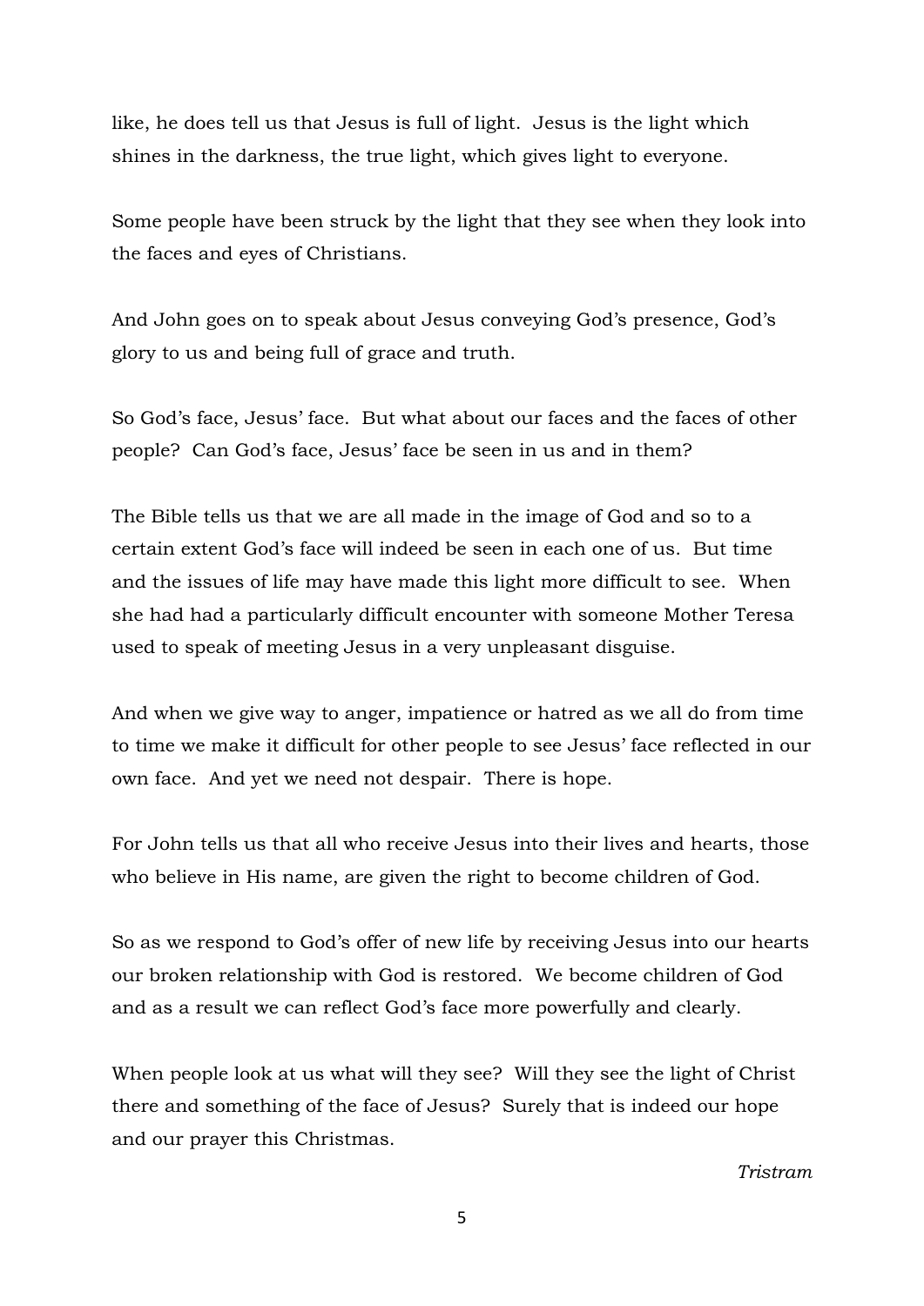like, he does tell us that Jesus is full of light. Jesus is the light which shines in the darkness, the true light, which gives light to everyone.

Some people have been struck by the light that they see when they look into the faces and eyes of Christians.

And John goes on to speak about Jesus conveying God's presence, God's glory to us and being full of grace and truth.

So God's face, Jesus' face. But what about our faces and the faces of other people? Can God's face, Jesus' face be seen in us and in them?

The Bible tells us that we are all made in the image of God and so to a certain extent God's face will indeed be seen in each one of us. But time and the issues of life may have made this light more difficult to see. When she had had a particularly difficult encounter with someone Mother Teresa used to speak of meeting Jesus in a very unpleasant disguise.

And when we give way to anger, impatience or hatred as we all do from time to time we make it difficult for other people to see Jesus' face reflected in our own face. And yet we need not despair. There is hope.

For John tells us that all who receive Jesus into their lives and hearts, those who believe in His name, are given the right to become children of God.

So as we respond to God's offer of new life by receiving Jesus into our hearts our broken relationship with God is restored. We become children of God and as a result we can reflect God's face more powerfully and clearly.

When people look at us what will they see? Will they see the light of Christ there and something of the face of Jesus? Surely that is indeed our hope and our prayer this Christmas.

*Tristram*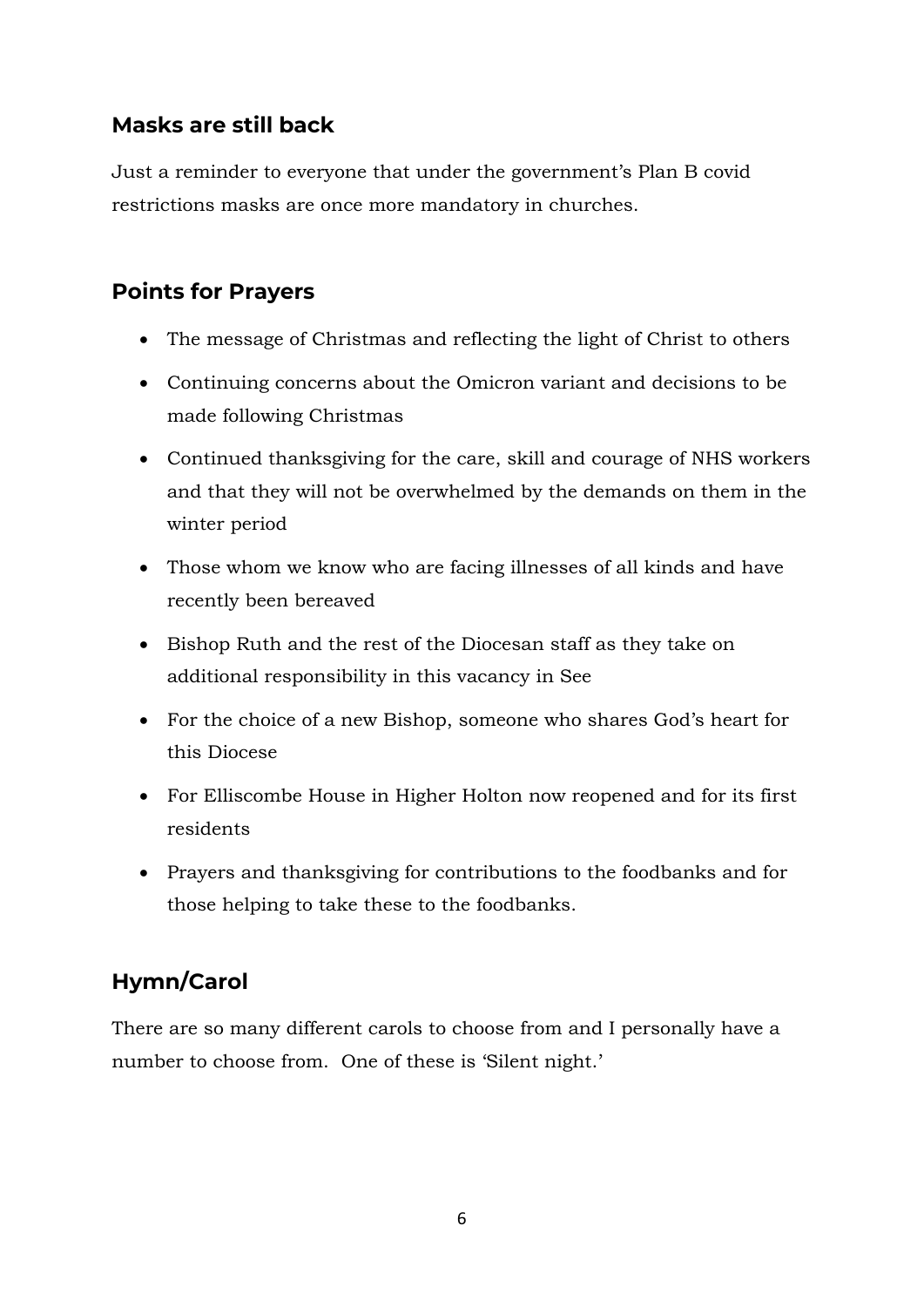## Masks are still back

Just a reminder to everyone that under the government's Plan B covid restrictions masks are once more mandatory in churches.

## Points for Prayers

- The message of Christmas and reflecting the light of Christ to others
- Continuing concerns about the Omicron variant and decisions to be made following Christmas
- Continued thanksgiving for the care, skill and courage of NHS workers and that they will not be overwhelmed by the demands on them in the winter period
- Those whom we know who are facing illnesses of all kinds and have recently been bereaved
- Bishop Ruth and the rest of the Diocesan staff as they take on additional responsibility in this vacancy in See
- For the choice of a new Bishop, someone who shares God's heart for this Diocese
- For Elliscombe House in Higher Holton now reopened and for its first residents
- Prayers and thanksgiving for contributions to the foodbanks and for those helping to take these to the foodbanks.

## Hymn/Carol

There are so many different carols to choose from and I personally have a number to choose from. One of these is 'Silent night.'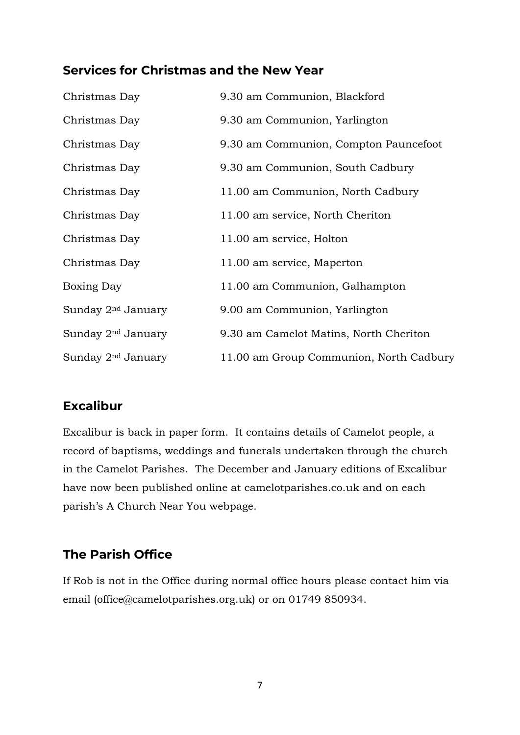## Services for Christmas and the New Year

| | |
|---|---|
| Christmas Day | 9.30 am Communion, Blackford |
| Christmas Day | 9.30 am Communion, Yarlington |
| Christmas Day | 9.30 am Communion, Compton Pauncefoot |
| Christmas Day | 9.30 am Communion, South Cadbury |
| Christmas Day | 11.00 am Communion, North Cadbury |
| Christmas Day | 11.00 am service, North Cheriton |
| Christmas Day | 11.00 am service, Holton |
| Christmas Day | 11.00 am service, Maperton |
| Boxing Day | 11.00 am Communion, Galhampton |
| Sunday 2nd January | 9.00 am Communion, Yarlington |
| Sunday 2nd January | 9.30 am Camelot Matins, North Cheriton |
| Sunday 2nd January | 11.00 am Group Communion, North Cadbury |

## Excalibur

Excalibur is back in paper form. It contains details of Camelot people, a record of baptisms, weddings and funerals undertaken through the church in the Camelot Parishes. The December and January editions of Excalibur have now been published online at camelotparishes.co.uk and on each parish's A Church Near You webpage.

## The Parish Office

If Rob is not in the Office during normal office hours please contact him via email (office@camelotparishes.org.uk) or on 01749 850934.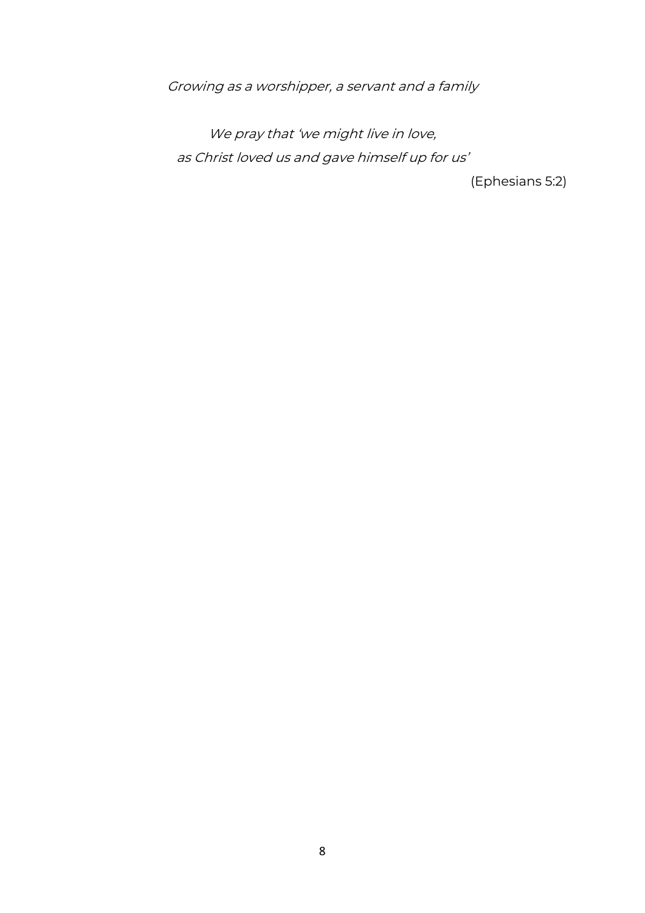*Growing as a worshipper, a servant and a family*

*We pray that 'we might live in love,*
*as Christ loved us and gave himself up for us'*

(Ephesians 5:2)